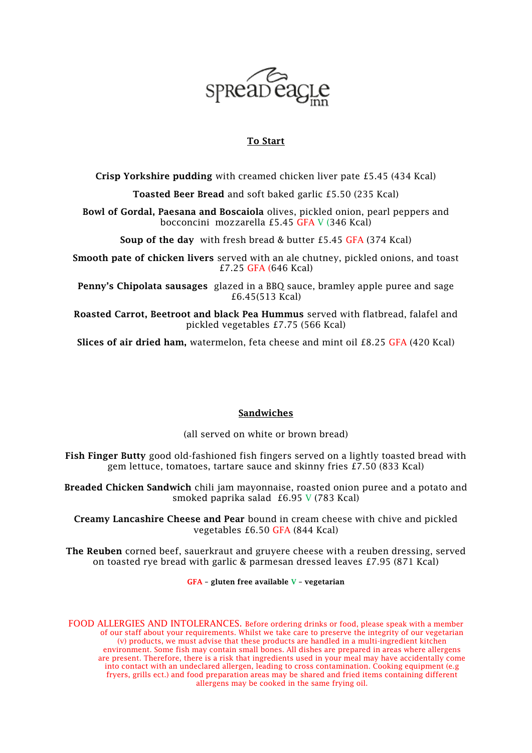spread eagle inn

## To Start

**Crisp Yorkshire pudding** with creamed chicken liver pate £5.45 (434 Kcal)

**Toasted Beer Bread** and soft baked garlic £5.50 (235 Kcal)

**Bowl of Gordal, Paesana and Boscaiola** olives, pickled onion, pearl peppers and bocconcini mozzarella £5.45 GFA V (346 Kcal)

**Soup of the day** with fresh bread & butter £5.45 GFA (374 Kcal)

**Smooth pate of chicken livers** served with an ale chutney, pickled onions, and toast £7.25 GFA (646 Kcal)

**Penny's Chipolata sausages** glazed in a BBQ sauce, bramley apple puree and sage £6.45(513 Kcal)

**Roasted Carrot, Beetroot and black Pea Hummus** served with flatbread, falafel and pickled vegetables £7.75 (566 Kcal)

**Slices of air dried ham,** watermelon, feta cheese and mint oil £8.25 GFA (420 Kcal)

## Sandwiches

(all served on white or brown bread)

**Fish Finger Butty** good old-fashioned fish fingers served on a lightly toasted bread with gem lettuce, tomatoes, tartare sauce and skinny fries £7.50 (833 Kcal)

**Breaded Chicken Sandwich** chili jam mayonnaise, roasted onion puree and a potato and smoked paprika salad £6.95 V (783 Kcal)

**Creamy Lancashire Cheese and Pear** bound in cream cheese with chive and pickled vegetables £6.50 GFA (844 Kcal)

**The Reuben** corned beef, sauerkraut and gruyere cheese with a reuben dressing, served on toasted rye bread with garlic & parmesan dressed leaves £7.95 (871 Kcal)

**GFA – gluten free available V – vegetarian**

FOOD ALLERGIES AND INTOLERANCES. Before ordering drinks or food, please speak with a member of our staff about your requirements. Whilst we take care to preserve the integrity of our vegetarian (v) products, we must advise that these products are handled in a multi-ingredient kitchen environment. Some fish may contain small bones. All dishes are prepared in areas where allergens are present. Therefore, there is a risk that ingredients used in your meal may have accidentally come into contact with an undeclared allergen, leading to cross contamination. Cooking equipment (e.g fryers, grills ect.) and food preparation areas may be shared and fried items containing different allergens may be cooked in the same frying oil.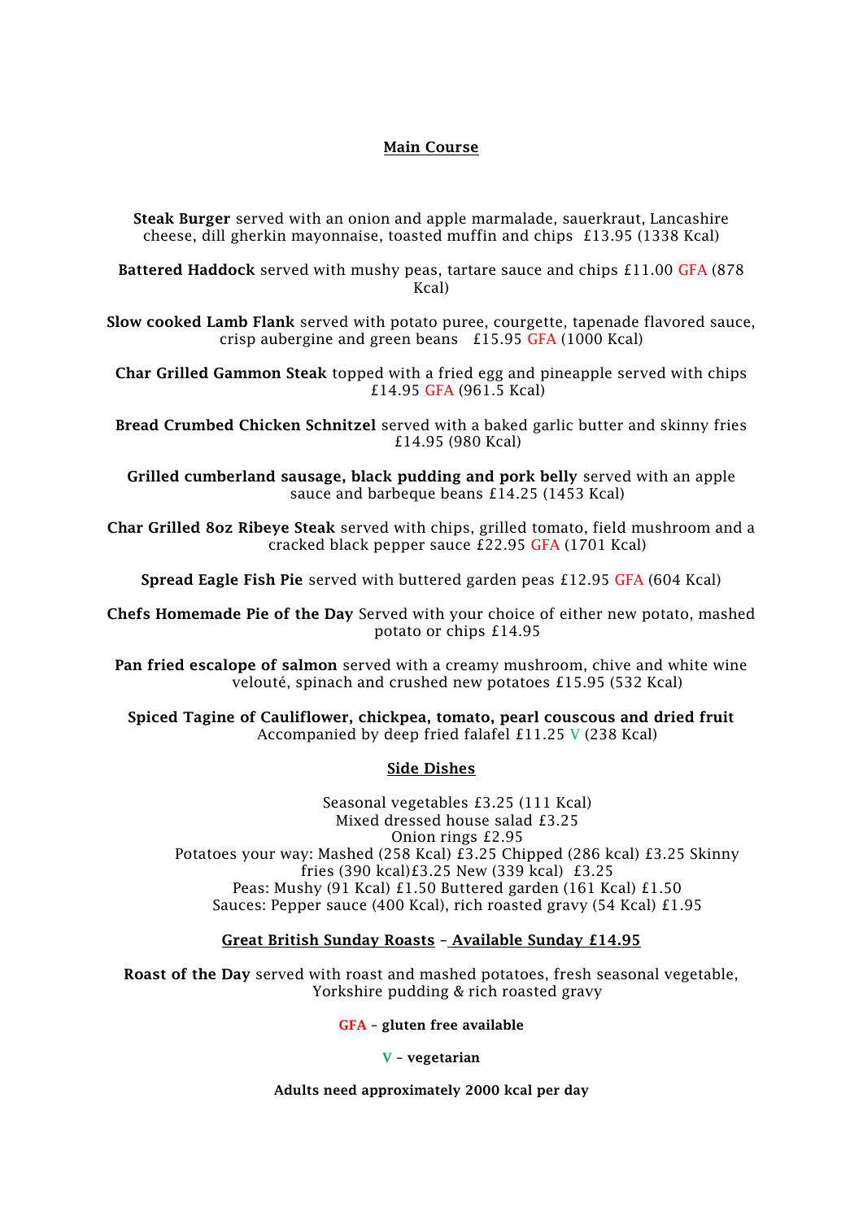## Main Course

**Steak Burger** served with an onion and apple marmalade, sauerkraut, Lancashire cheese, dill gherkin mayonnaise, toasted muffin and chips £13.95 (1338 Kcal)

**Battered Haddock** served with mushy peas, tartare sauce and chips £11.00 GFA (878 Kcal)

**Slow cooked Lamb Flank** served with potato puree, courgette, tapenade flavored sauce, crisp aubergine and green beans £15.95 GFA (1000 Kcal)

**Char Grilled Gammon Steak** topped with a fried egg and pineapple served with chips £14.95 GFA (961.5 Kcal)

**Bread Crumbed Chicken Schnitzel** served with a baked garlic butter and skinny fries £14.95 (980 Kcal)

**Grilled cumberland sausage, black pudding and pork belly** served with an apple sauce and barbeque beans £14.25 (1453 Kcal)

**Char Grilled 8oz Ribeye Steak** served with chips, grilled tomato, field mushroom and a cracked black pepper sauce £22.95 GFA (1701 Kcal)

**Spread Eagle Fish Pie** served with buttered garden peas £12.95 GFA (604 Kcal)

**Chefs Homemade Pie of the Day** Served with your choice of either new potato, mashed potato or chips £14.95

**Pan fried escalope of salmon** served with a creamy mushroom, chive and white wine velouté, spinach and crushed new potatoes £15.95 (532 Kcal)

**Spiced Tagine of Cauliflower, chickpea, tomato, pearl couscous and dried fruit** Accompanied by deep fried falafel £11.25 V (238 Kcal)

## Side Dishes

Seasonal vegetables £3.25 (111 Kcal)
Mixed dressed house salad £3.25
Onion rings £2.95
Potatoes your way: Mashed (258 Kcal) £3.25 Chipped (286 kcal) £3.25 Skinny fries (390 kcal)£3.25 New (339 kcal) £3.25
Peas: Mushy (91 Kcal) £1.50 Buttered garden (161 Kcal) £1.50
Sauces: Pepper sauce (400 Kcal), rich roasted gravy (54 Kcal) £1.95

## Great British Sunday Roasts – Available Sunday £14.95

**Roast of the Day** served with roast and mashed potatoes, fresh seasonal vegetable, Yorkshire pudding & rich roasted gravy

**GFA – gluten free available**

**V – vegetarian**

**Adults need approximately 2000 kcal per day**